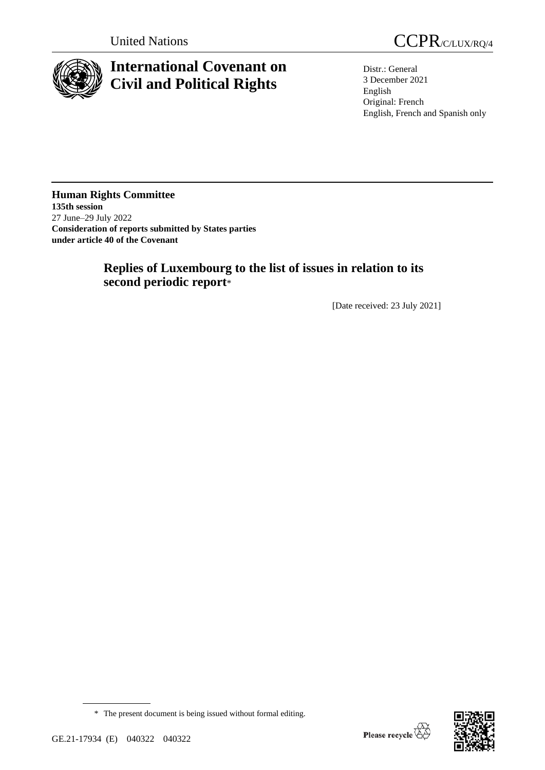United Nations

# CCPR/C/LUX/RQ/4

# International Covenant on Civil and Political Rights

Distr.: General
3 December 2021
English
Original: French
English, French and Spanish only

**Human Rights Committee**
**135th session**
27 June–29 July 2022
**Consideration of reports submitted by States parties under article 40 of the Covenant**

## Replies of Luxembourg to the list of issues in relation to its second periodic report*

[Date received: 23 July 2021]

\* The present document is being issued without formal editing.

GE.21-17934 (E) 040322 040322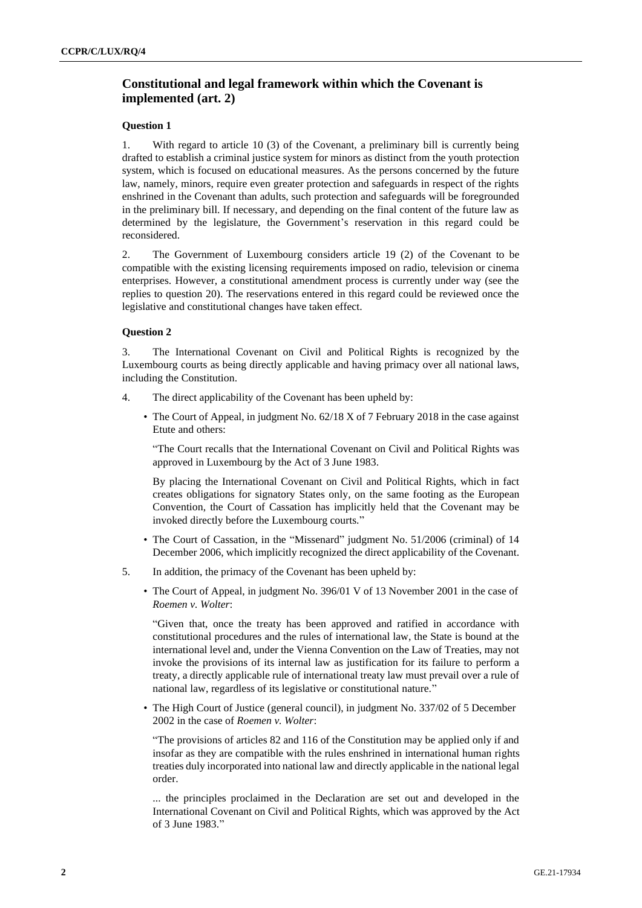## Constitutional and legal framework within which the Covenant is implemented (art. 2)

### Question 1

1. With regard to article 10 (3) of the Covenant, a preliminary bill is currently being drafted to establish a criminal justice system for minors as distinct from the youth protection system, which is focused on educational measures. As the persons concerned by the future law, namely, minors, require even greater protection and safeguards in respect of the rights enshrined in the Covenant than adults, such protection and safeguards will be foregrounded in the preliminary bill. If necessary, and depending on the final content of the future law as determined by the legislature, the Government's reservation in this regard could be reconsidered.

2. The Government of Luxembourg considers article 19 (2) of the Covenant to be compatible with the existing licensing requirements imposed on radio, television or cinema enterprises. However, a constitutional amendment process is currently under way (see the replies to question 20). The reservations entered in this regard could be reviewed once the legislative and constitutional changes have taken effect.

### Question 2

3. The International Covenant on Civil and Political Rights is recognized by the Luxembourg courts as being directly applicable and having primacy over all national laws, including the Constitution.

4. The direct applicability of the Covenant has been upheld by:

- The Court of Appeal, in judgment No. 62/18 X of 7 February 2018 in the case against Etute and others:

  "The Court recalls that the International Covenant on Civil and Political Rights was approved in Luxembourg by the Act of 3 June 1983.

  By placing the International Covenant on Civil and Political Rights, which in fact creates obligations for signatory States only, on the same footing as the European Convention, the Court of Cassation has implicitly held that the Covenant may be invoked directly before the Luxembourg courts."

- The Court of Cassation, in the "Missenard" judgment No. 51/2006 (criminal) of 14 December 2006, which implicitly recognized the direct applicability of the Covenant.

5. In addition, the primacy of the Covenant has been upheld by:

- The Court of Appeal, in judgment No. 396/01 V of 13 November 2001 in the case of *Roemen v. Wolter*:

  "Given that, once the treaty has been approved and ratified in accordance with constitutional procedures and the rules of international law, the State is bound at the international level and, under the Vienna Convention on the Law of Treaties, may not invoke the provisions of its internal law as justification for its failure to perform a treaty, a directly applicable rule of international treaty law must prevail over a rule of national law, regardless of its legislative or constitutional nature."

- The High Court of Justice (general council), in judgment No. 337/02 of 5 December 2002 in the case of *Roemen v. Wolter*:

  "The provisions of articles 82 and 116 of the Constitution may be applied only if and insofar as they are compatible with the rules enshrined in international human rights treaties duly incorporated into national law and directly applicable in the national legal order.

  ... the principles proclaimed in the Declaration are set out and developed in the International Covenant on Civil and Political Rights, which was approved by the Act of 3 June 1983."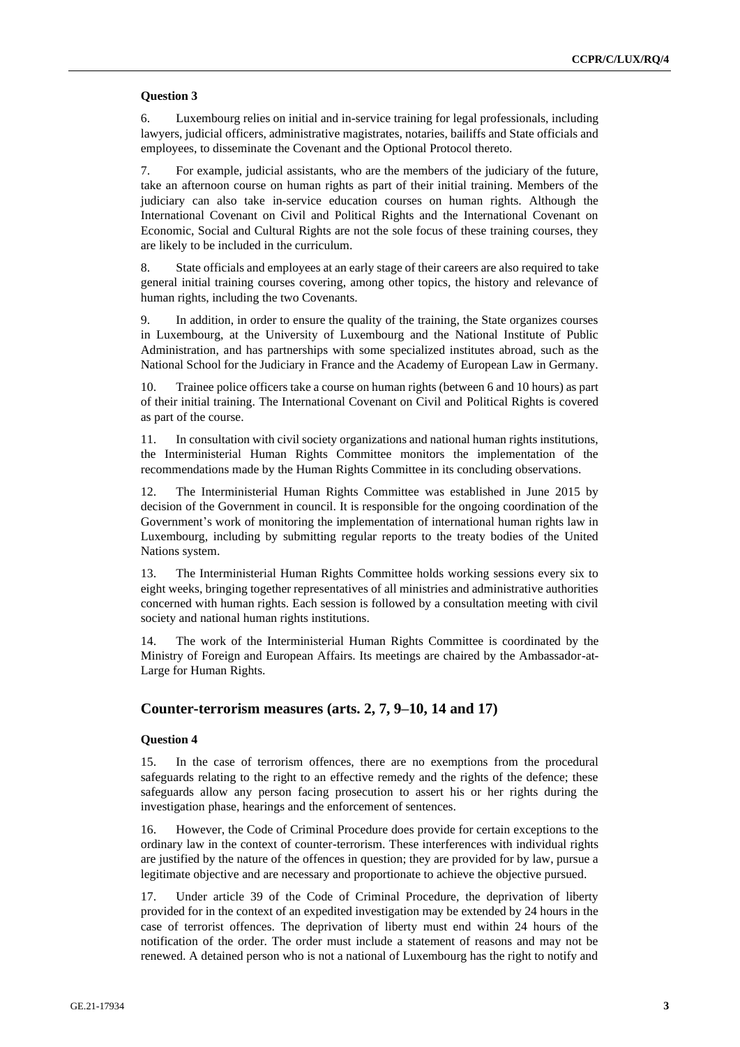#### Question 3

6. Luxembourg relies on initial and in-service training for legal professionals, including lawyers, judicial officers, administrative magistrates, notaries, bailiffs and State officials and employees, to disseminate the Covenant and the Optional Protocol thereto.

7. For example, judicial assistants, who are the members of the judiciary of the future, take an afternoon course on human rights as part of their initial training. Members of the judiciary can also take in-service education courses on human rights. Although the International Covenant on Civil and Political Rights and the International Covenant on Economic, Social and Cultural Rights are not the sole focus of these training courses, they are likely to be included in the curriculum.

8. State officials and employees at an early stage of their careers are also required to take general initial training courses covering, among other topics, the history and relevance of human rights, including the two Covenants.

9. In addition, in order to ensure the quality of the training, the State organizes courses in Luxembourg, at the University of Luxembourg and the National Institute of Public Administration, and has partnerships with some specialized institutes abroad, such as the National School for the Judiciary in France and the Academy of European Law in Germany.

10. Trainee police officers take a course on human rights (between 6 and 10 hours) as part of their initial training. The International Covenant on Civil and Political Rights is covered as part of the course.

11. In consultation with civil society organizations and national human rights institutions, the Interministerial Human Rights Committee monitors the implementation of the recommendations made by the Human Rights Committee in its concluding observations.

12. The Interministerial Human Rights Committee was established in June 2015 by decision of the Government in council. It is responsible for the ongoing coordination of the Government's work of monitoring the implementation of international human rights law in Luxembourg, including by submitting regular reports to the treaty bodies of the United Nations system.

13. The Interministerial Human Rights Committee holds working sessions every six to eight weeks, bringing together representatives of all ministries and administrative authorities concerned with human rights. Each session is followed by a consultation meeting with civil society and national human rights institutions.

14. The work of the Interministerial Human Rights Committee is coordinated by the Ministry of Foreign and European Affairs. Its meetings are chaired by the Ambassador-at-Large for Human Rights.

### Counter-terrorism measures (arts. 2, 7, 9–10, 14 and 17)

#### Question 4

15. In the case of terrorism offences, there are no exemptions from the procedural safeguards relating to the right to an effective remedy and the rights of the defence; these safeguards allow any person facing prosecution to assert his or her rights during the investigation phase, hearings and the enforcement of sentences.

16. However, the Code of Criminal Procedure does provide for certain exceptions to the ordinary law in the context of counter-terrorism. These interferences with individual rights are justified by the nature of the offences in question; they are provided for by law, pursue a legitimate objective and are necessary and proportionate to achieve the objective pursued.

17. Under article 39 of the Code of Criminal Procedure, the deprivation of liberty provided for in the context of an expedited investigation may be extended by 24 hours in the case of terrorist offences. The deprivation of liberty must end within 24 hours of the notification of the order. The order must include a statement of reasons and may not be renewed. A detained person who is not a national of Luxembourg has the right to notify and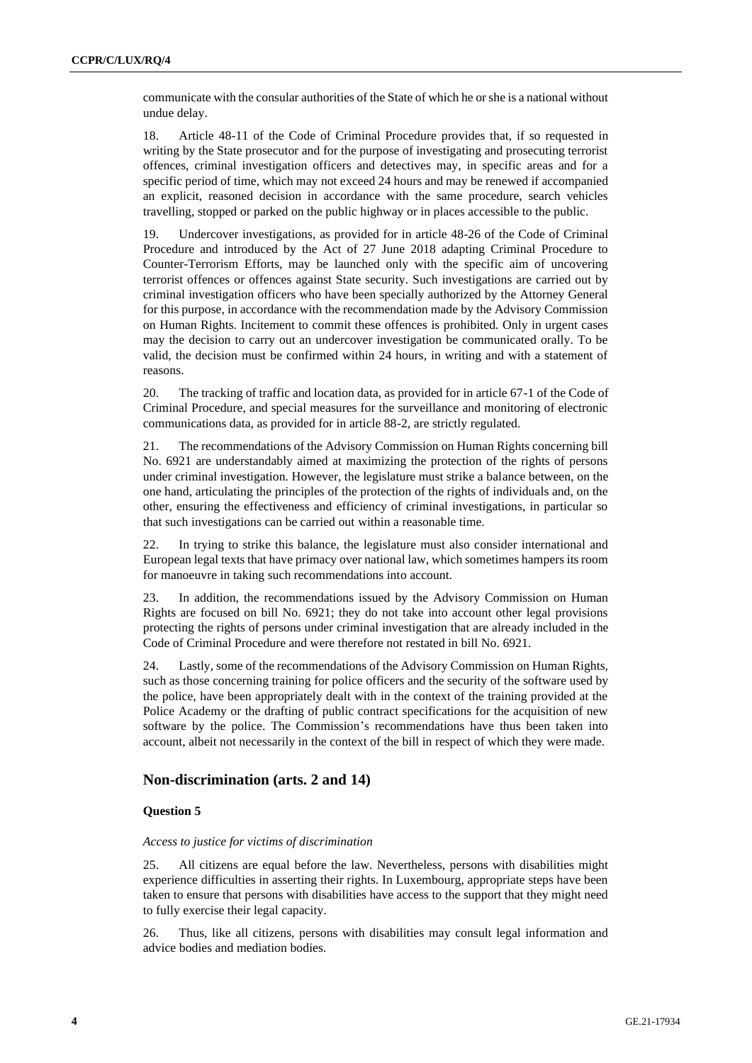communicate with the consular authorities of the State of which he or she is a national without undue delay.

18. Article 48-11 of the Code of Criminal Procedure provides that, if so requested in writing by the State prosecutor and for the purpose of investigating and prosecuting terrorist offences, criminal investigation officers and detectives may, in specific areas and for a specific period of time, which may not exceed 24 hours and may be renewed if accompanied an explicit, reasoned decision in accordance with the same procedure, search vehicles travelling, stopped or parked on the public highway or in places accessible to the public.

19. Undercover investigations, as provided for in article 48-26 of the Code of Criminal Procedure and introduced by the Act of 27 June 2018 adapting Criminal Procedure to Counter-Terrorism Efforts, may be launched only with the specific aim of uncovering terrorist offences or offences against State security. Such investigations are carried out by criminal investigation officers who have been specially authorized by the Attorney General for this purpose, in accordance with the recommendation made by the Advisory Commission on Human Rights. Incitement to commit these offences is prohibited. Only in urgent cases may the decision to carry out an undercover investigation be communicated orally. To be valid, the decision must be confirmed within 24 hours, in writing and with a statement of reasons.

20. The tracking of traffic and location data, as provided for in article 67-1 of the Code of Criminal Procedure, and special measures for the surveillance and monitoring of electronic communications data, as provided for in article 88-2, are strictly regulated.

21. The recommendations of the Advisory Commission on Human Rights concerning bill No. 6921 are understandably aimed at maximizing the protection of the rights of persons under criminal investigation. However, the legislature must strike a balance between, on the one hand, articulating the principles of the protection of the rights of individuals and, on the other, ensuring the effectiveness and efficiency of criminal investigations, in particular so that such investigations can be carried out within a reasonable time.

22. In trying to strike this balance, the legislature must also consider international and European legal texts that have primacy over national law, which sometimes hampers its room for manoeuvre in taking such recommendations into account.

23. In addition, the recommendations issued by the Advisory Commission on Human Rights are focused on bill No. 6921; they do not take into account other legal provisions protecting the rights of persons under criminal investigation that are already included in the Code of Criminal Procedure and were therefore not restated in bill No. 6921.

24. Lastly, some of the recommendations of the Advisory Commission on Human Rights, such as those concerning training for police officers and the security of the software used by the police, have been appropriately dealt with in the context of the training provided at the Police Academy or the drafting of public contract specifications for the acquisition of new software by the police. The Commission's recommendations have thus been taken into account, albeit not necessarily in the context of the bill in respect of which they were made.

## Non-discrimination (arts. 2 and 14)

### Question 5

*Access to justice for victims of discrimination*

25. All citizens are equal before the law. Nevertheless, persons with disabilities might experience difficulties in asserting their rights. In Luxembourg, appropriate steps have been taken to ensure that persons with disabilities have access to the support that they might need to fully exercise their legal capacity.

26. Thus, like all citizens, persons with disabilities may consult legal information and advice bodies and mediation bodies.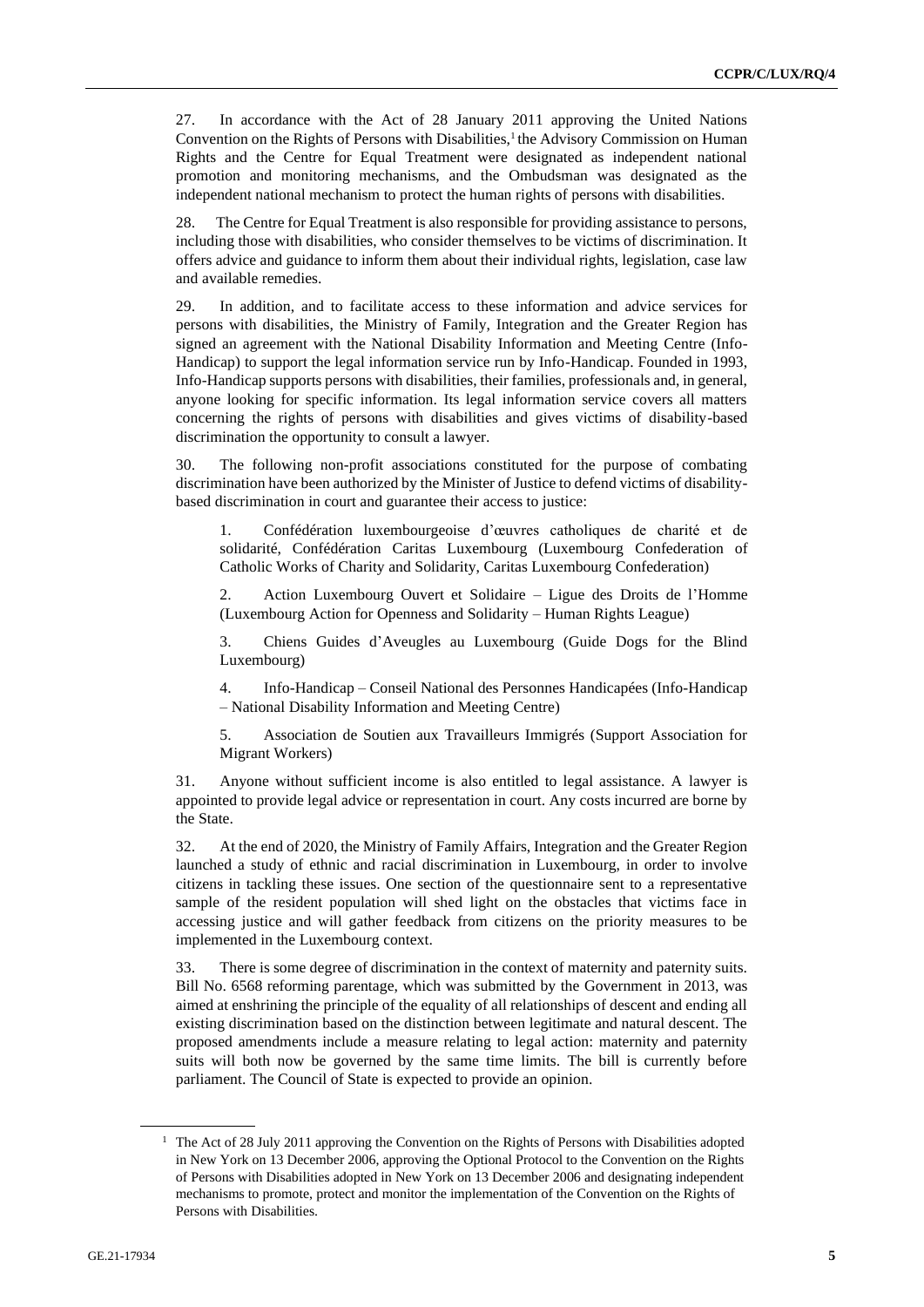27. In accordance with the Act of 28 January 2011 approving the United Nations Convention on the Rights of Persons with Disabilities,[1] the Advisory Commission on Human Rights and the Centre for Equal Treatment were designated as independent national promotion and monitoring mechanisms, and the Ombudsman was designated as the independent national mechanism to protect the human rights of persons with disabilities.

28. The Centre for Equal Treatment is also responsible for providing assistance to persons, including those with disabilities, who consider themselves to be victims of discrimination. It offers advice and guidance to inform them about their individual rights, legislation, case law and available remedies.

29. In addition, and to facilitate access to these information and advice services for persons with disabilities, the Ministry of Family, Integration and the Greater Region has signed an agreement with the National Disability Information and Meeting Centre (Info-Handicap) to support the legal information service run by Info-Handicap. Founded in 1993, Info-Handicap supports persons with disabilities, their families, professionals and, in general, anyone looking for specific information. Its legal information service covers all matters concerning the rights of persons with disabilities and gives victims of disability-based discrimination the opportunity to consult a lawyer.

30. The following non-profit associations constituted for the purpose of combating discrimination have been authorized by the Minister of Justice to defend victims of disability-based discrimination in court and guarantee their access to justice:

1. Confédération luxembourgeoise d'œuvres catholiques de charité et de solidarité, Confédération Caritas Luxembourg (Luxembourg Confederation of Catholic Works of Charity and Solidarity, Caritas Luxembourg Confederation)

2. Action Luxembourg Ouvert et Solidaire – Ligue des Droits de l'Homme (Luxembourg Action for Openness and Solidarity – Human Rights League)

3. Chiens Guides d'Aveugles au Luxembourg (Guide Dogs for the Blind Luxembourg)

4. Info-Handicap – Conseil National des Personnes Handicapées (Info-Handicap – National Disability Information and Meeting Centre)

5. Association de Soutien aux Travailleurs Immigrés (Support Association for Migrant Workers)

31. Anyone without sufficient income is also entitled to legal assistance. A lawyer is appointed to provide legal advice or representation in court. Any costs incurred are borne by the State.

32. At the end of 2020, the Ministry of Family Affairs, Integration and the Greater Region launched a study of ethnic and racial discrimination in Luxembourg, in order to involve citizens in tackling these issues. One section of the questionnaire sent to a representative sample of the resident population will shed light on the obstacles that victims face in accessing justice and will gather feedback from citizens on the priority measures to be implemented in the Luxembourg context.

33. There is some degree of discrimination in the context of maternity and paternity suits. Bill No. 6568 reforming parentage, which was submitted by the Government in 2013, was aimed at enshrining the principle of the equality of all relationships of descent and ending all existing discrimination based on the distinction between legitimate and natural descent. The proposed amendments include a measure relating to legal action: maternity and paternity suits will both now be governed by the same time limits. The bill is currently before parliament. The Council of State is expected to provide an opinion.

[1] The Act of 28 July 2011 approving the Convention on the Rights of Persons with Disabilities adopted in New York on 13 December 2006, approving the Optional Protocol to the Convention on the Rights of Persons with Disabilities adopted in New York on 13 December 2006 and designating independent mechanisms to promote, protect and monitor the implementation of the Convention on the Rights of Persons with Disabilities.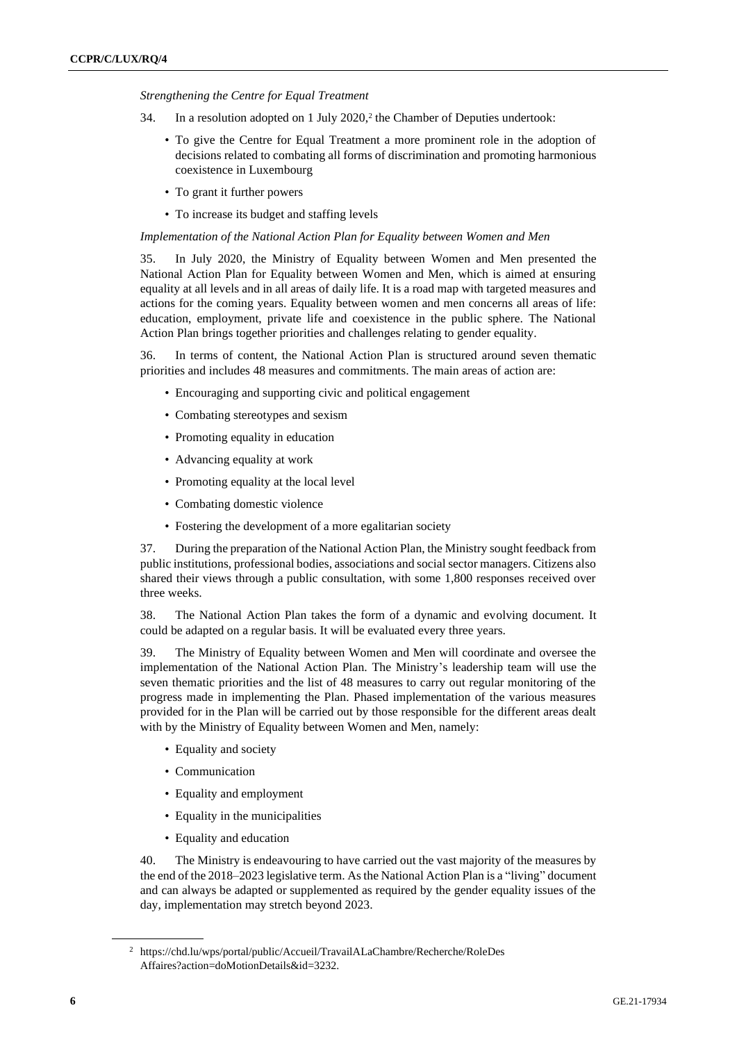*Strengthening the Centre for Equal Treatment*

34. In a resolution adopted on 1 July 2020,[2] the Chamber of Deputies undertook:

- To give the Centre for Equal Treatment a more prominent role in the adoption of decisions related to combating all forms of discrimination and promoting harmonious coexistence in Luxembourg
- To grant it further powers
- To increase its budget and staffing levels

*Implementation of the National Action Plan for Equality between Women and Men*

35. In July 2020, the Ministry of Equality between Women and Men presented the National Action Plan for Equality between Women and Men, which is aimed at ensuring equality at all levels and in all areas of daily life. It is a road map with targeted measures and actions for the coming years. Equality between women and men concerns all areas of life: education, employment, private life and coexistence in the public sphere. The National Action Plan brings together priorities and challenges relating to gender equality.

36. In terms of content, the National Action Plan is structured around seven thematic priorities and includes 48 measures and commitments. The main areas of action are:

- Encouraging and supporting civic and political engagement
- Combating stereotypes and sexism
- Promoting equality in education
- Advancing equality at work
- Promoting equality at the local level
- Combating domestic violence
- Fostering the development of a more egalitarian society

37. During the preparation of the National Action Plan, the Ministry sought feedback from public institutions, professional bodies, associations and social sector managers. Citizens also shared their views through a public consultation, with some 1,800 responses received over three weeks.

38. The National Action Plan takes the form of a dynamic and evolving document. It could be adapted on a regular basis. It will be evaluated every three years.

39. The Ministry of Equality between Women and Men will coordinate and oversee the implementation of the National Action Plan. The Ministry's leadership team will use the seven thematic priorities and the list of 48 measures to carry out regular monitoring of the progress made in implementing the Plan. Phased implementation of the various measures provided for in the Plan will be carried out by those responsible for the different areas dealt with by the Ministry of Equality between Women and Men, namely:

- Equality and society
- Communication
- Equality and employment
- Equality in the municipalities
- Equality and education

40. The Ministry is endeavouring to have carried out the vast majority of the measures by the end of the 2018–2023 legislative term. As the National Action Plan is a "living" document and can always be adapted or supplemented as required by the gender equality issues of the day, implementation may stretch beyond 2023.

---

[2] https://chd.lu/wps/portal/public/Accueil/TravailALaChambre/Recherche/RoleDesAffaires?action=doMotionDetails&id=3232.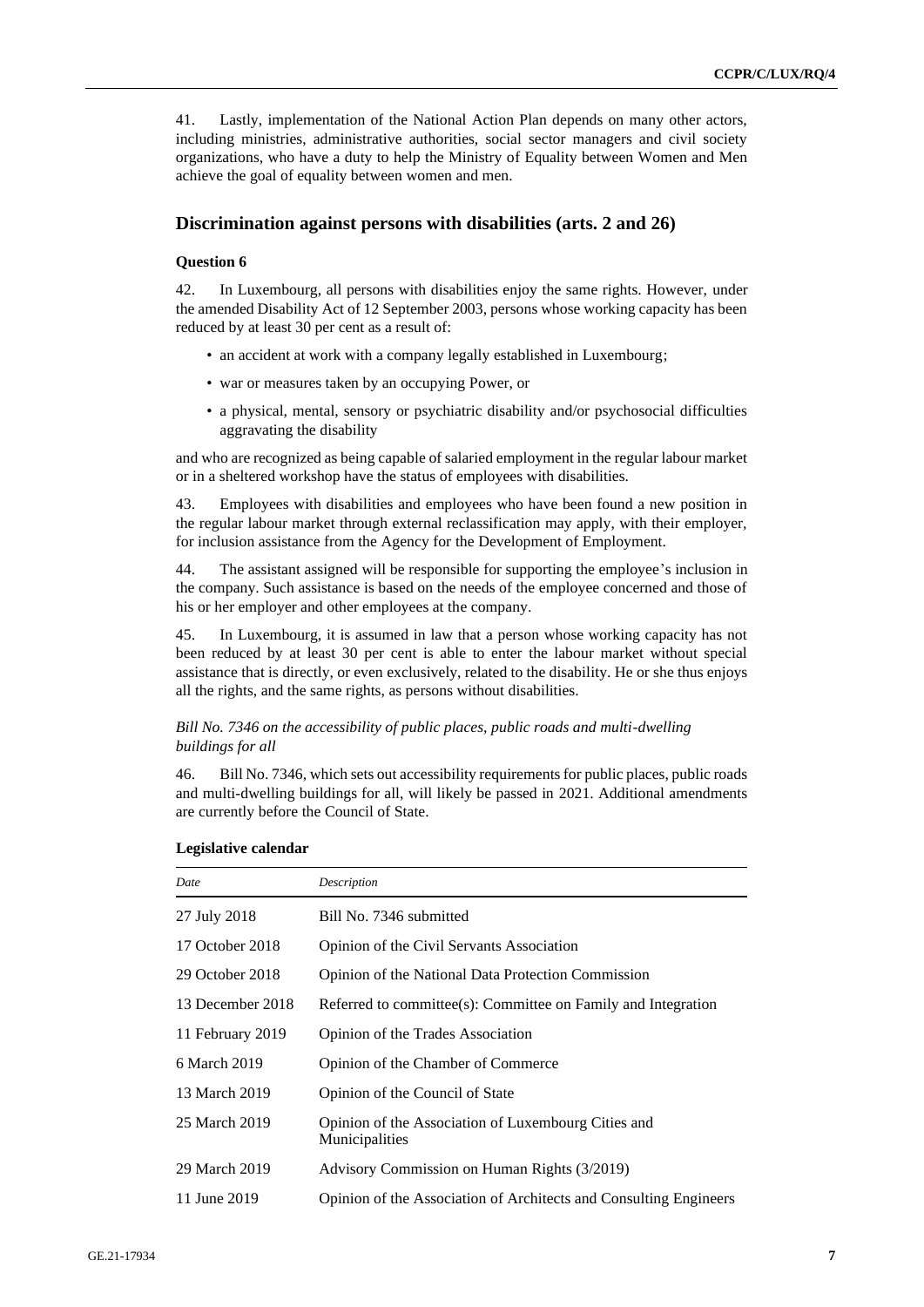41. Lastly, implementation of the National Action Plan depends on many other actors, including ministries, administrative authorities, social sector managers and civil society organizations, who have a duty to help the Ministry of Equality between Women and Men achieve the goal of equality between women and men.

## Discrimination against persons with disabilities (arts. 2 and 26)

### Question 6

42. In Luxembourg, all persons with disabilities enjoy the same rights. However, under the amended Disability Act of 12 September 2003, persons whose working capacity has been reduced by at least 30 per cent as a result of:

- an accident at work with a company legally established in Luxembourg;
- war or measures taken by an occupying Power, or
- a physical, mental, sensory or psychiatric disability and/or psychosocial difficulties aggravating the disability

and who are recognized as being capable of salaried employment in the regular labour market or in a sheltered workshop have the status of employees with disabilities.

43. Employees with disabilities and employees who have been found a new position in the regular labour market through external reclassification may apply, with their employer, for inclusion assistance from the Agency for the Development of Employment.

44. The assistant assigned will be responsible for supporting the employee's inclusion in the company. Such assistance is based on the needs of the employee concerned and those of his or her employer and other employees at the company.

45. In Luxembourg, it is assumed in law that a person whose working capacity has not been reduced by at least 30 per cent is able to enter the labour market without special assistance that is directly, or even exclusively, related to the disability. He or she thus enjoys all the rights, and the same rights, as persons without disabilities.

*Bill No. 7346 on the accessibility of public places, public roads and multi-dwelling buildings for all*

46. Bill No. 7346, which sets out accessibility requirements for public places, public roads and multi-dwelling buildings for all, will likely be passed in 2021. Additional amendments are currently before the Council of State.

**Legislative calendar**

| *Date* | *Description* |
|---|---|
| 27 July 2018 | Bill No. 7346 submitted |
| 17 October 2018 | Opinion of the Civil Servants Association |
| 29 October 2018 | Opinion of the National Data Protection Commission |
| 13 December 2018 | Referred to committee(s): Committee on Family and Integration |
| 11 February 2019 | Opinion of the Trades Association |
| 6 March 2019 | Opinion of the Chamber of Commerce |
| 13 March 2019 | Opinion of the Council of State |
| 25 March 2019 | Opinion of the Association of Luxembourg Cities and Municipalities |
| 29 March 2019 | Advisory Commission on Human Rights (3/2019) |
| 11 June 2019 | Opinion of the Association of Architects and Consulting Engineers |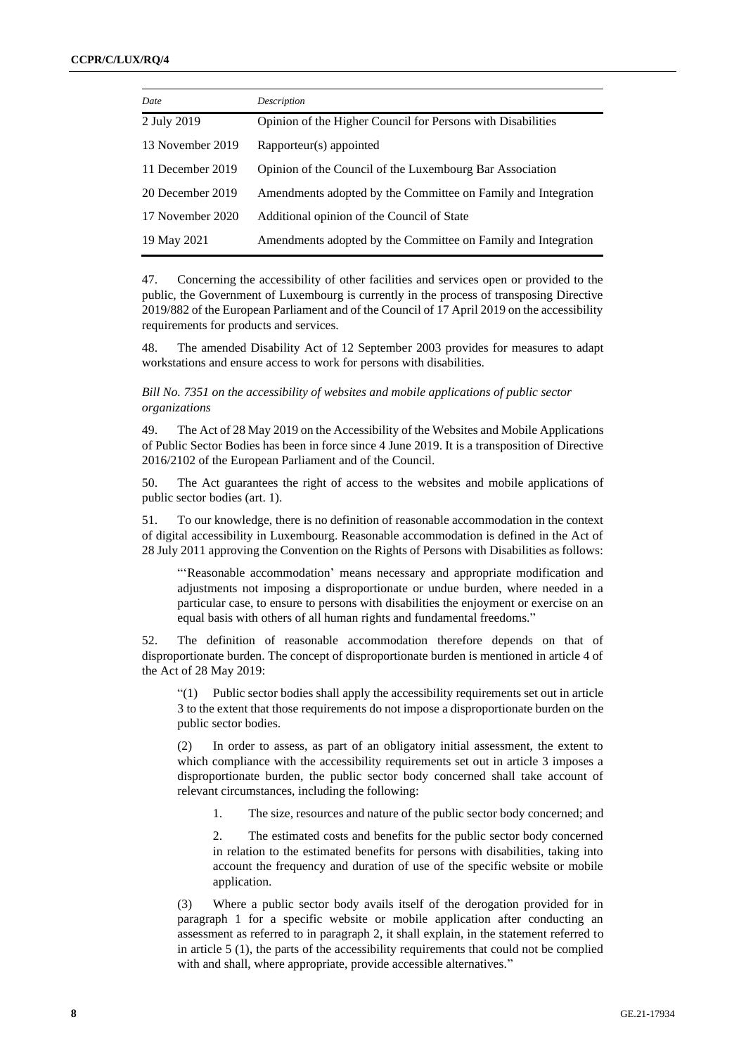| *Date* | *Description* |
| --- | --- |
| 2 July 2019 | Opinion of the Higher Council for Persons with Disabilities |
| 13 November 2019 | Rapporteur(s) appointed |
| 11 December 2019 | Opinion of the Council of the Luxembourg Bar Association |
| 20 December 2019 | Amendments adopted by the Committee on Family and Integration |
| 17 November 2020 | Additional opinion of the Council of State |
| 19 May 2021 | Amendments adopted by the Committee on Family and Integration |

47. Concerning the accessibility of other facilities and services open or provided to the public, the Government of Luxembourg is currently in the process of transposing Directive 2019/882 of the European Parliament and of the Council of 17 April 2019 on the accessibility requirements for products and services.

48. The amended Disability Act of 12 September 2003 provides for measures to adapt workstations and ensure access to work for persons with disabilities.

*Bill No. 7351 on the accessibility of websites and mobile applications of public sector organizations*

49. The Act of 28 May 2019 on the Accessibility of the Websites and Mobile Applications of Public Sector Bodies has been in force since 4 June 2019. It is a transposition of Directive 2016/2102 of the European Parliament and of the Council.

50. The Act guarantees the right of access to the websites and mobile applications of public sector bodies (art. 1).

51. To our knowledge, there is no definition of reasonable accommodation in the context of digital accessibility in Luxembourg. Reasonable accommodation is defined in the Act of 28 July 2011 approving the Convention on the Rights of Persons with Disabilities as follows:

> "'Reasonable accommodation' means necessary and appropriate modification and adjustments not imposing a disproportionate or undue burden, where needed in a particular case, to ensure to persons with disabilities the enjoyment or exercise on an equal basis with others of all human rights and fundamental freedoms."

52. The definition of reasonable accommodation therefore depends on that of disproportionate burden. The concept of disproportionate burden is mentioned in article 4 of the Act of 28 May 2019:

> "(1) Public sector bodies shall apply the accessibility requirements set out in article 3 to the extent that those requirements do not impose a disproportionate burden on the public sector bodies.
>
> (2) In order to assess, as part of an obligatory initial assessment, the extent to which compliance with the accessibility requirements set out in article 3 imposes a disproportionate burden, the public sector body concerned shall take account of relevant circumstances, including the following:
>
> 1. The size, resources and nature of the public sector body concerned; and
>
> 2. The estimated costs and benefits for the public sector body concerned in relation to the estimated benefits for persons with disabilities, taking into account the frequency and duration of use of the specific website or mobile application.
>
> (3) Where a public sector body avails itself of the derogation provided for in paragraph 1 for a specific website or mobile application after conducting an assessment as referred to in paragraph 2, it shall explain, in the statement referred to in article 5 (1), the parts of the accessibility requirements that could not be complied with and shall, where appropriate, provide accessible alternatives."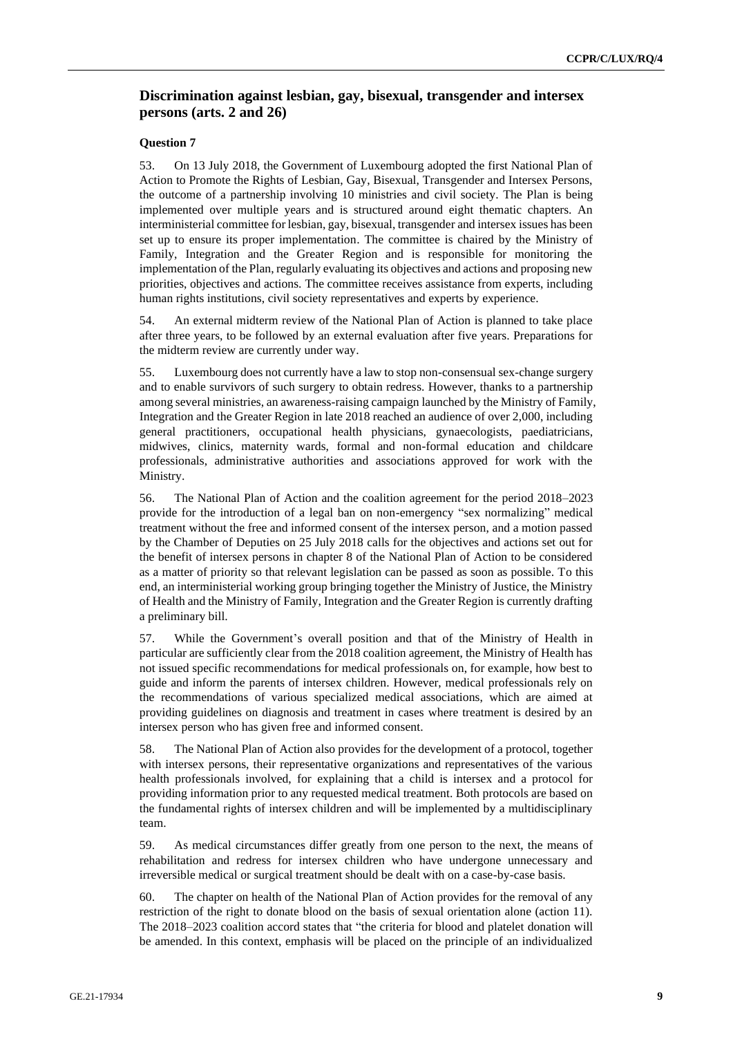## Discrimination against lesbian, gay, bisexual, transgender and intersex persons (arts. 2 and 26)

### Question 7

53. On 13 July 2018, the Government of Luxembourg adopted the first National Plan of Action to Promote the Rights of Lesbian, Gay, Bisexual, Transgender and Intersex Persons, the outcome of a partnership involving 10 ministries and civil society. The Plan is being implemented over multiple years and is structured around eight thematic chapters. An interministerial committee for lesbian, gay, bisexual, transgender and intersex issues has been set up to ensure its proper implementation. The committee is chaired by the Ministry of Family, Integration and the Greater Region and is responsible for monitoring the implementation of the Plan, regularly evaluating its objectives and actions and proposing new priorities, objectives and actions. The committee receives assistance from experts, including human rights institutions, civil society representatives and experts by experience.

54. An external midterm review of the National Plan of Action is planned to take place after three years, to be followed by an external evaluation after five years. Preparations for the midterm review are currently under way.

55. Luxembourg does not currently have a law to stop non-consensual sex-change surgery and to enable survivors of such surgery to obtain redress. However, thanks to a partnership among several ministries, an awareness-raising campaign launched by the Ministry of Family, Integration and the Greater Region in late 2018 reached an audience of over 2,000, including general practitioners, occupational health physicians, gynaecologists, paediatricians, midwives, clinics, maternity wards, formal and non-formal education and childcare professionals, administrative authorities and associations approved for work with the Ministry.

56. The National Plan of Action and the coalition agreement for the period 2018–2023 provide for the introduction of a legal ban on non-emergency "sex normalizing" medical treatment without the free and informed consent of the intersex person, and a motion passed by the Chamber of Deputies on 25 July 2018 calls for the objectives and actions set out for the benefit of intersex persons in chapter 8 of the National Plan of Action to be considered as a matter of priority so that relevant legislation can be passed as soon as possible. To this end, an interministerial working group bringing together the Ministry of Justice, the Ministry of Health and the Ministry of Family, Integration and the Greater Region is currently drafting a preliminary bill.

57. While the Government's overall position and that of the Ministry of Health in particular are sufficiently clear from the 2018 coalition agreement, the Ministry of Health has not issued specific recommendations for medical professionals on, for example, how best to guide and inform the parents of intersex children. However, medical professionals rely on the recommendations of various specialized medical associations, which are aimed at providing guidelines on diagnosis and treatment in cases where treatment is desired by an intersex person who has given free and informed consent.

58. The National Plan of Action also provides for the development of a protocol, together with intersex persons, their representative organizations and representatives of the various health professionals involved, for explaining that a child is intersex and a protocol for providing information prior to any requested medical treatment. Both protocols are based on the fundamental rights of intersex children and will be implemented by a multidisciplinary team.

59. As medical circumstances differ greatly from one person to the next, the means of rehabilitation and redress for intersex children who have undergone unnecessary and irreversible medical or surgical treatment should be dealt with on a case-by-case basis.

60. The chapter on health of the National Plan of Action provides for the removal of any restriction of the right to donate blood on the basis of sexual orientation alone (action 11). The 2018–2023 coalition accord states that "the criteria for blood and platelet donation will be amended. In this context, emphasis will be placed on the principle of an individualized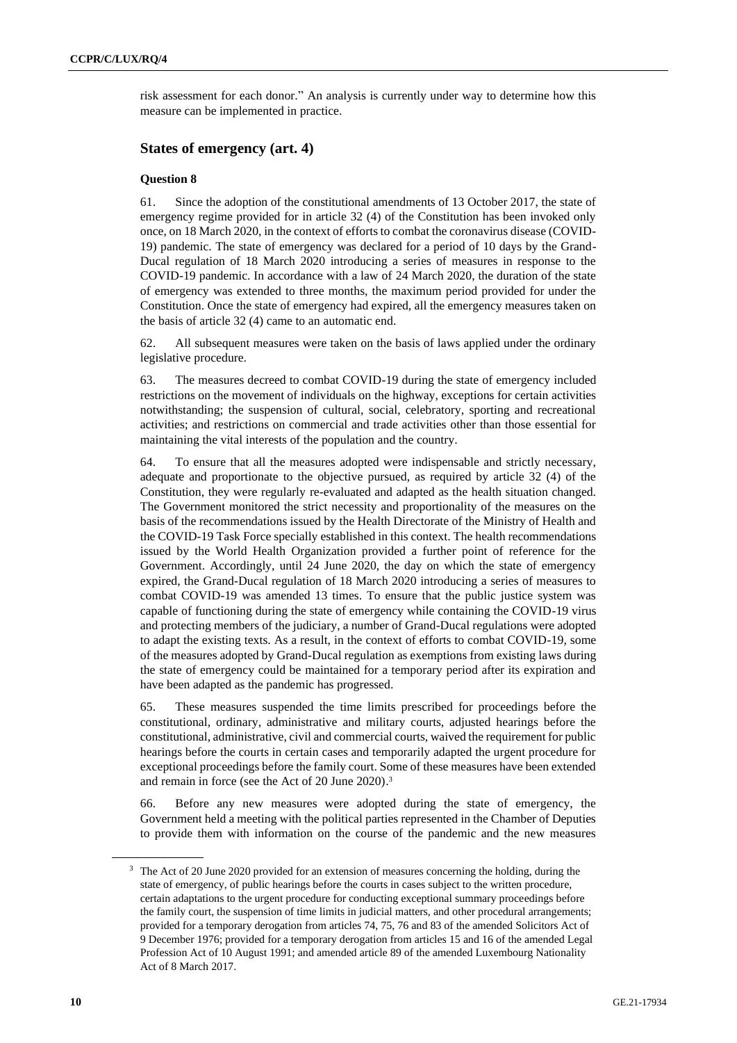risk assessment for each donor." An analysis is currently under way to determine how this measure can be implemented in practice.

## States of emergency (art. 4)

### Question 8

61. Since the adoption of the constitutional amendments of 13 October 2017, the state of emergency regime provided for in article 32 (4) of the Constitution has been invoked only once, on 18 March 2020, in the context of efforts to combat the coronavirus disease (COVID-19) pandemic. The state of emergency was declared for a period of 10 days by the Grand-Ducal regulation of 18 March 2020 introducing a series of measures in response to the COVID-19 pandemic. In accordance with a law of 24 March 2020, the duration of the state of emergency was extended to three months, the maximum period provided for under the Constitution. Once the state of emergency had expired, all the emergency measures taken on the basis of article 32 (4) came to an automatic end.

62. All subsequent measures were taken on the basis of laws applied under the ordinary legislative procedure.

63. The measures decreed to combat COVID-19 during the state of emergency included restrictions on the movement of individuals on the highway, exceptions for certain activities notwithstanding; the suspension of cultural, social, celebratory, sporting and recreational activities; and restrictions on commercial and trade activities other than those essential for maintaining the vital interests of the population and the country.

64. To ensure that all the measures adopted were indispensable and strictly necessary, adequate and proportionate to the objective pursued, as required by article 32 (4) of the Constitution, they were regularly re-evaluated and adapted as the health situation changed. The Government monitored the strict necessity and proportionality of the measures on the basis of the recommendations issued by the Health Directorate of the Ministry of Health and the COVID-19 Task Force specially established in this context. The health recommendations issued by the World Health Organization provided a further point of reference for the Government. Accordingly, until 24 June 2020, the day on which the state of emergency expired, the Grand-Ducal regulation of 18 March 2020 introducing a series of measures to combat COVID-19 was amended 13 times. To ensure that the public justice system was capable of functioning during the state of emergency while containing the COVID-19 virus and protecting members of the judiciary, a number of Grand-Ducal regulations were adopted to adapt the existing texts. As a result, in the context of efforts to combat COVID-19, some of the measures adopted by Grand-Ducal regulation as exemptions from existing laws during the state of emergency could be maintained for a temporary period after its expiration and have been adapted as the pandemic has progressed.

65. These measures suspended the time limits prescribed for proceedings before the constitutional, ordinary, administrative and military courts, adjusted hearings before the constitutional, administrative, civil and commercial courts, waived the requirement for public hearings before the courts in certain cases and temporarily adapted the urgent procedure for exceptional proceedings before the family court. Some of these measures have been extended and remain in force (see the Act of 20 June 2020).[3]

66. Before any new measures were adopted during the state of emergency, the Government held a meeting with the political parties represented in the Chamber of Deputies to provide them with information on the course of the pandemic and the new measures

---

[3] The Act of 20 June 2020 provided for an extension of measures concerning the holding, during the state of emergency, of public hearings before the courts in cases subject to the written procedure, certain adaptations to the urgent procedure for conducting exceptional summary proceedings before the family court, the suspension of time limits in judicial matters, and other procedural arrangements; provided for a temporary derogation from articles 74, 75, 76 and 83 of the amended Solicitors Act of 9 December 1976; provided for a temporary derogation from articles 15 and 16 of the amended Legal Profession Act of 10 August 1991; and amended article 89 of the amended Luxembourg Nationality Act of 8 March 2017.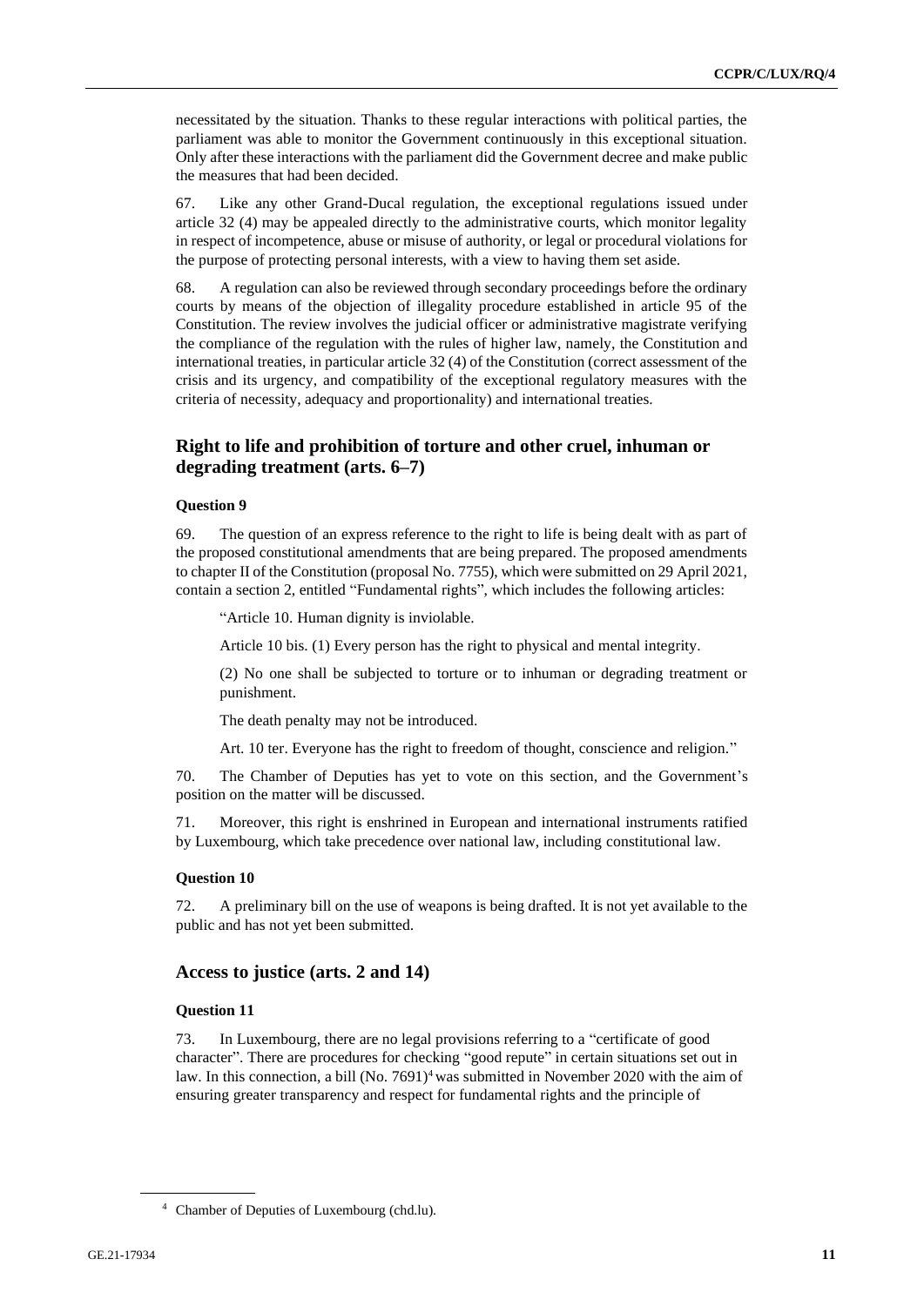necessitated by the situation. Thanks to these regular interactions with political parties, the parliament was able to monitor the Government continuously in this exceptional situation. Only after these interactions with the parliament did the Government decree and make public the measures that had been decided.

67. Like any other Grand-Ducal regulation, the exceptional regulations issued under article 32 (4) may be appealed directly to the administrative courts, which monitor legality in respect of incompetence, abuse or misuse of authority, or legal or procedural violations for the purpose of protecting personal interests, with a view to having them set aside.

68. A regulation can also be reviewed through secondary proceedings before the ordinary courts by means of the objection of illegality procedure established in article 95 of the Constitution. The review involves the judicial officer or administrative magistrate verifying the compliance of the regulation with the rules of higher law, namely, the Constitution and international treaties, in particular article 32 (4) of the Constitution (correct assessment of the crisis and its urgency, and compatibility of the exceptional regulatory measures with the criteria of necessity, adequacy and proportionality) and international treaties.

## Right to life and prohibition of torture and other cruel, inhuman or degrading treatment (arts. 6–7)

### Question 9

69. The question of an express reference to the right to life is being dealt with as part of the proposed constitutional amendments that are being prepared. The proposed amendments to chapter II of the Constitution (proposal No. 7755), which were submitted on 29 April 2021, contain a section 2, entitled "Fundamental rights", which includes the following articles:

> "Article 10. Human dignity is inviolable.
>
> Article 10 bis. (1) Every person has the right to physical and mental integrity.
>
> (2) No one shall be subjected to torture or to inhuman or degrading treatment or punishment.
>
> The death penalty may not be introduced.
>
> Art. 10 ter. Everyone has the right to freedom of thought, conscience and religion."

70. The Chamber of Deputies has yet to vote on this section, and the Government's position on the matter will be discussed.

71. Moreover, this right is enshrined in European and international instruments ratified by Luxembourg, which take precedence over national law, including constitutional law.

### Question 10

72. A preliminary bill on the use of weapons is being drafted. It is not yet available to the public and has not yet been submitted.

## Access to justice (arts. 2 and 14)

### Question 11

73. In Luxembourg, there are no legal provisions referring to a "certificate of good character". There are procedures for checking "good repute" in certain situations set out in law. In this connection, a bill (No. 7691)[4] was submitted in November 2020 with the aim of ensuring greater transparency and respect for fundamental rights and the principle of

[4] Chamber of Deputies of Luxembourg (chd.lu).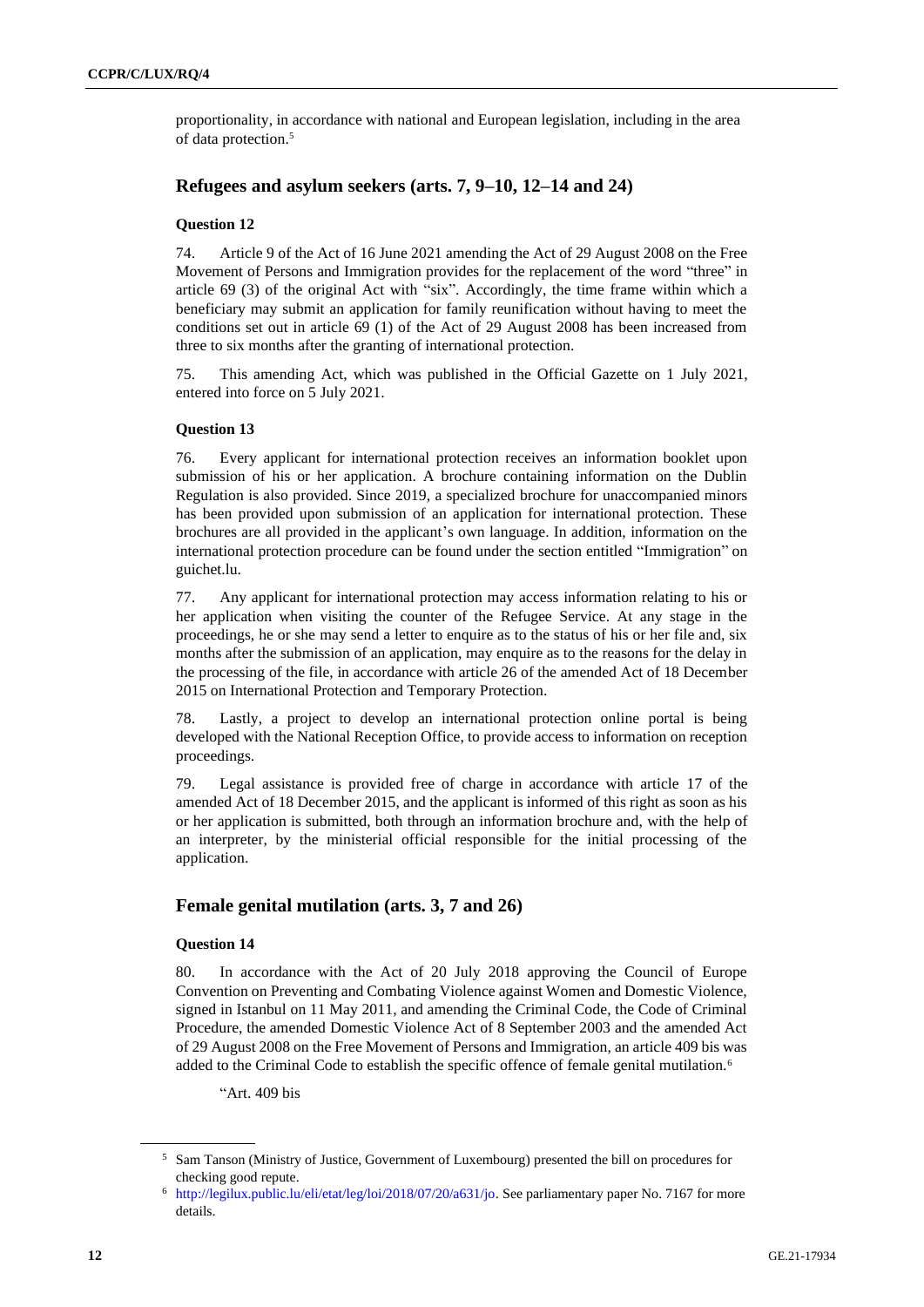proportionality, in accordance with national and European legislation, including in the area of data protection.[5]

## Refugees and asylum seekers (arts. 7, 9–10, 12–14 and 24)

### Question 12

74. Article 9 of the Act of 16 June 2021 amending the Act of 29 August 2008 on the Free Movement of Persons and Immigration provides for the replacement of the word "three" in article 69 (3) of the original Act with "six". Accordingly, the time frame within which a beneficiary may submit an application for family reunification without having to meet the conditions set out in article 69 (1) of the Act of 29 August 2008 has been increased from three to six months after the granting of international protection.

75. This amending Act, which was published in the Official Gazette on 1 July 2021, entered into force on 5 July 2021.

### Question 13

76. Every applicant for international protection receives an information booklet upon submission of his or her application. A brochure containing information on the Dublin Regulation is also provided. Since 2019, a specialized brochure for unaccompanied minors has been provided upon submission of an application for international protection. These brochures are all provided in the applicant's own language. In addition, information on the international protection procedure can be found under the section entitled "Immigration" on guichet.lu.

77. Any applicant for international protection may access information relating to his or her application when visiting the counter of the Refugee Service. At any stage in the proceedings, he or she may send a letter to enquire as to the status of his or her file and, six months after the submission of an application, may enquire as to the reasons for the delay in the processing of the file, in accordance with article 26 of the amended Act of 18 December 2015 on International Protection and Temporary Protection.

78. Lastly, a project to develop an international protection online portal is being developed with the National Reception Office, to provide access to information on reception proceedings.

79. Legal assistance is provided free of charge in accordance with article 17 of the amended Act of 18 December 2015, and the applicant is informed of this right as soon as his or her application is submitted, both through an information brochure and, with the help of an interpreter, by the ministerial official responsible for the initial processing of the application.

## Female genital mutilation (arts. 3, 7 and 26)

### Question 14

80. In accordance with the Act of 20 July 2018 approving the Council of Europe Convention on Preventing and Combating Violence against Women and Domestic Violence, signed in Istanbul on 11 May 2011, and amending the Criminal Code, the Code of Criminal Procedure, the amended Domestic Violence Act of 8 September 2003 and the amended Act of 29 August 2008 on the Free Movement of Persons and Immigration, an article 409 bis was added to the Criminal Code to establish the specific offence of female genital mutilation.[6]

"Art. 409 bis

---

[5] Sam Tanson (Ministry of Justice, Government of Luxembourg) presented the bill on procedures for checking good repute.

[6] http://legilux.public.lu/eli/etat/leg/loi/2018/07/20/a631/jo. See parliamentary paper No. 7167 for more details.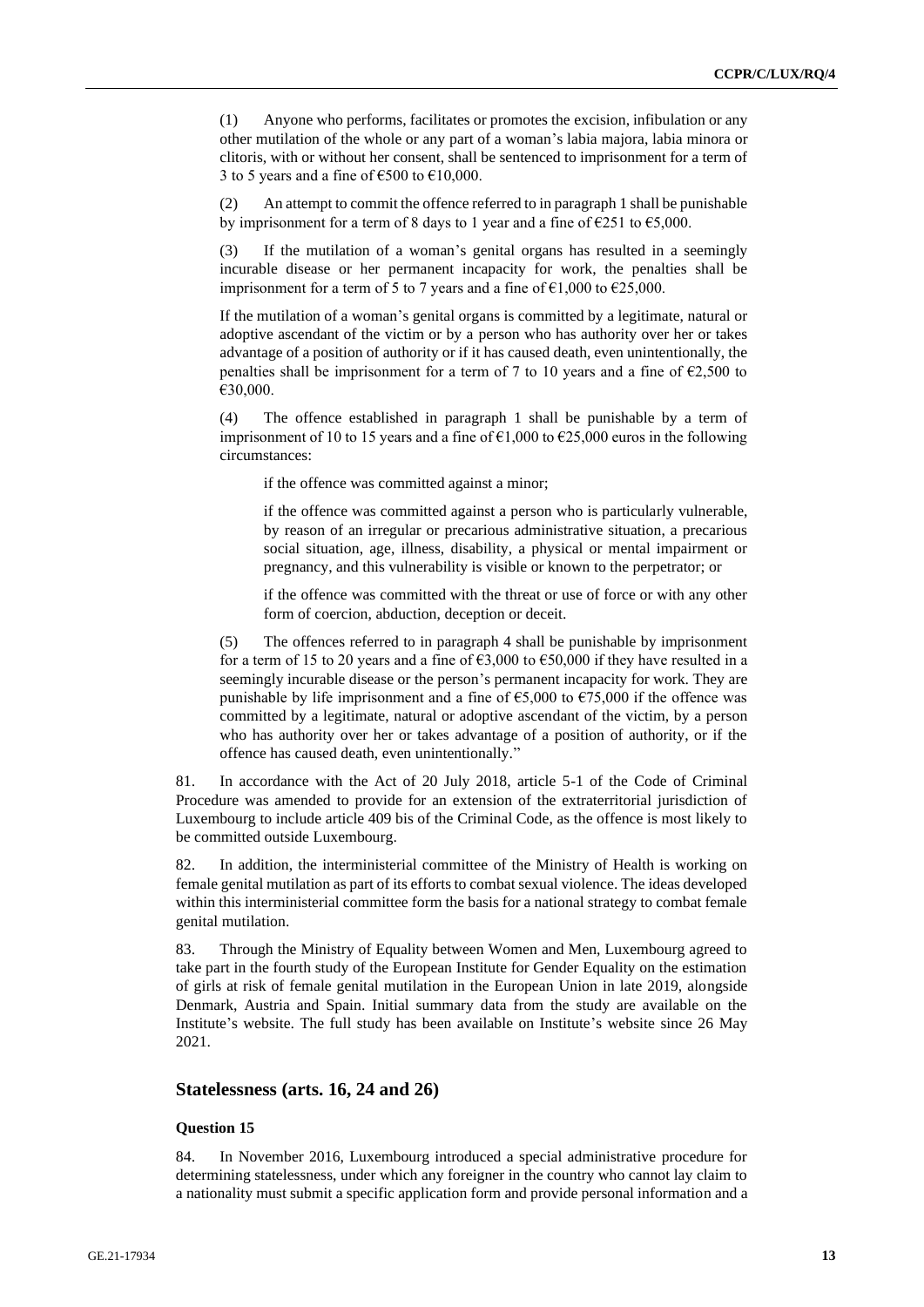(1) Anyone who performs, facilitates or promotes the excision, infibulation or any other mutilation of the whole or any part of a woman's labia majora, labia minora or clitoris, with or without her consent, shall be sentenced to imprisonment for a term of 3 to 5 years and a fine of €500 to €10,000.

(2) An attempt to commit the offence referred to in paragraph 1 shall be punishable by imprisonment for a term of 8 days to 1 year and a fine of €251 to €5,000.

(3) If the mutilation of a woman's genital organs has resulted in a seemingly incurable disease or her permanent incapacity for work, the penalties shall be imprisonment for a term of 5 to 7 years and a fine of €1,000 to €25,000.

If the mutilation of a woman's genital organs is committed by a legitimate, natural or adoptive ascendant of the victim or by a person who has authority over her or takes advantage of a position of authority or if it has caused death, even unintentionally, the penalties shall be imprisonment for a term of 7 to 10 years and a fine of €2,500 to €30,000.

(4) The offence established in paragraph 1 shall be punishable by a term of imprisonment of 10 to 15 years and a fine of €1,000 to €25,000 euros in the following circumstances:

if the offence was committed against a minor;

if the offence was committed against a person who is particularly vulnerable, by reason of an irregular or precarious administrative situation, a precarious social situation, age, illness, disability, a physical or mental impairment or pregnancy, and this vulnerability is visible or known to the perpetrator; or

if the offence was committed with the threat or use of force or with any other form of coercion, abduction, deception or deceit.

(5) The offences referred to in paragraph 4 shall be punishable by imprisonment for a term of 15 to 20 years and a fine of €3,000 to €50,000 if they have resulted in a seemingly incurable disease or the person's permanent incapacity for work. They are punishable by life imprisonment and a fine of €5,000 to €75,000 if the offence was committed by a legitimate, natural or adoptive ascendant of the victim, by a person who has authority over her or takes advantage of a position of authority, or if the offence has caused death, even unintentionally."

81. In accordance with the Act of 20 July 2018, article 5-1 of the Code of Criminal Procedure was amended to provide for an extension of the extraterritorial jurisdiction of Luxembourg to include article 409 bis of the Criminal Code, as the offence is most likely to be committed outside Luxembourg.

82. In addition, the interministerial committee of the Ministry of Health is working on female genital mutilation as part of its efforts to combat sexual violence. The ideas developed within this interministerial committee form the basis for a national strategy to combat female genital mutilation.

83. Through the Ministry of Equality between Women and Men, Luxembourg agreed to take part in the fourth study of the European Institute for Gender Equality on the estimation of girls at risk of female genital mutilation in the European Union in late 2019, alongside Denmark, Austria and Spain. Initial summary data from the study are available on the Institute's website. The full study has been available on Institute's website since 26 May 2021.

## Statelessness (arts. 16, 24 and 26)

### Question 15

84. In November 2016, Luxembourg introduced a special administrative procedure for determining statelessness, under which any foreigner in the country who cannot lay claim to a nationality must submit a specific application form and provide personal information and a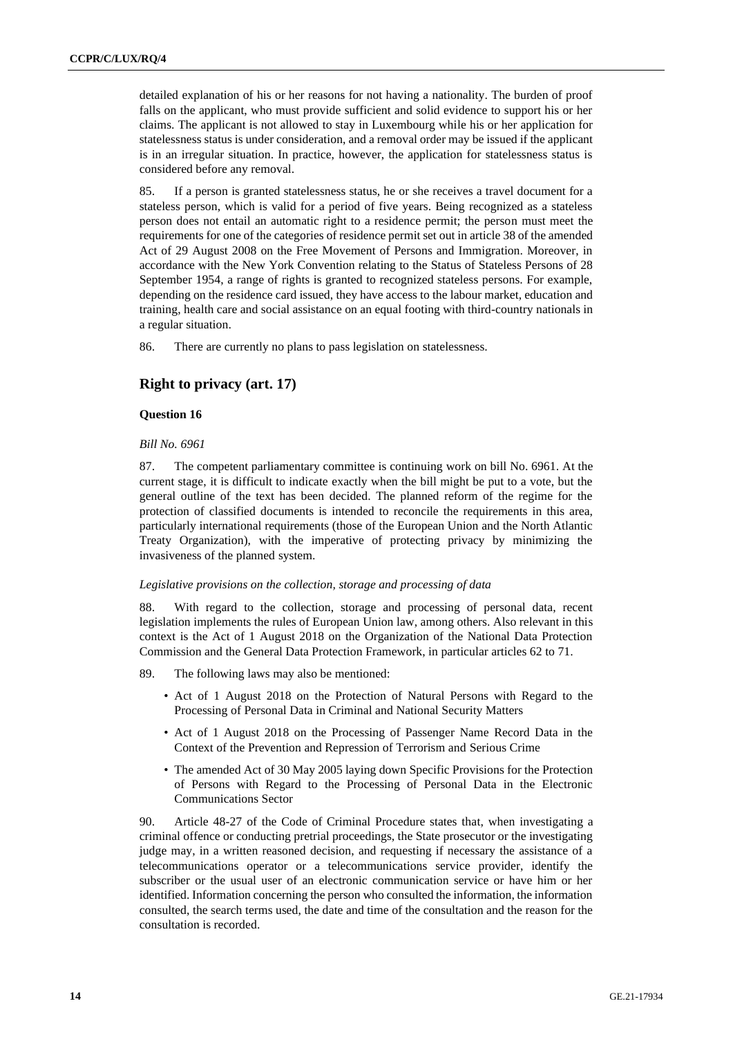detailed explanation of his or her reasons for not having a nationality. The burden of proof falls on the applicant, who must provide sufficient and solid evidence to support his or her claims. The applicant is not allowed to stay in Luxembourg while his or her application for statelessness status is under consideration, and a removal order may be issued if the applicant is in an irregular situation. In practice, however, the application for statelessness status is considered before any removal.

85. If a person is granted statelessness status, he or she receives a travel document for a stateless person, which is valid for a period of five years. Being recognized as a stateless person does not entail an automatic right to a residence permit; the person must meet the requirements for one of the categories of residence permit set out in article 38 of the amended Act of 29 August 2008 on the Free Movement of Persons and Immigration. Moreover, in accordance with the New York Convention relating to the Status of Stateless Persons of 28 September 1954, a range of rights is granted to recognized stateless persons. For example, depending on the residence card issued, they have access to the labour market, education and training, health care and social assistance on an equal footing with third-country nationals in a regular situation.

86. There are currently no plans to pass legislation on statelessness.

## Right to privacy (art. 17)

### Question 16

*Bill No. 6961*

87. The competent parliamentary committee is continuing work on bill No. 6961. At the current stage, it is difficult to indicate exactly when the bill might be put to a vote, but the general outline of the text has been decided. The planned reform of the regime for the protection of classified documents is intended to reconcile the requirements in this area, particularly international requirements (those of the European Union and the North Atlantic Treaty Organization), with the imperative of protecting privacy by minimizing the invasiveness of the planned system.

*Legislative provisions on the collection, storage and processing of data*

88. With regard to the collection, storage and processing of personal data, recent legislation implements the rules of European Union law, among others. Also relevant in this context is the Act of 1 August 2018 on the Organization of the National Data Protection Commission and the General Data Protection Framework, in particular articles 62 to 71.

89. The following laws may also be mentioned:

- Act of 1 August 2018 on the Protection of Natural Persons with Regard to the Processing of Personal Data in Criminal and National Security Matters
- Act of 1 August 2018 on the Processing of Passenger Name Record Data in the Context of the Prevention and Repression of Terrorism and Serious Crime
- The amended Act of 30 May 2005 laying down Specific Provisions for the Protection of Persons with Regard to the Processing of Personal Data in the Electronic Communications Sector

90. Article 48-27 of the Code of Criminal Procedure states that, when investigating a criminal offence or conducting pretrial proceedings, the State prosecutor or the investigating judge may, in a written reasoned decision, and requesting if necessary the assistance of a telecommunications operator or a telecommunications service provider, identify the subscriber or the usual user of an electronic communication service or have him or her identified. Information concerning the person who consulted the information, the information consulted, the search terms used, the date and time of the consultation and the reason for the consultation is recorded.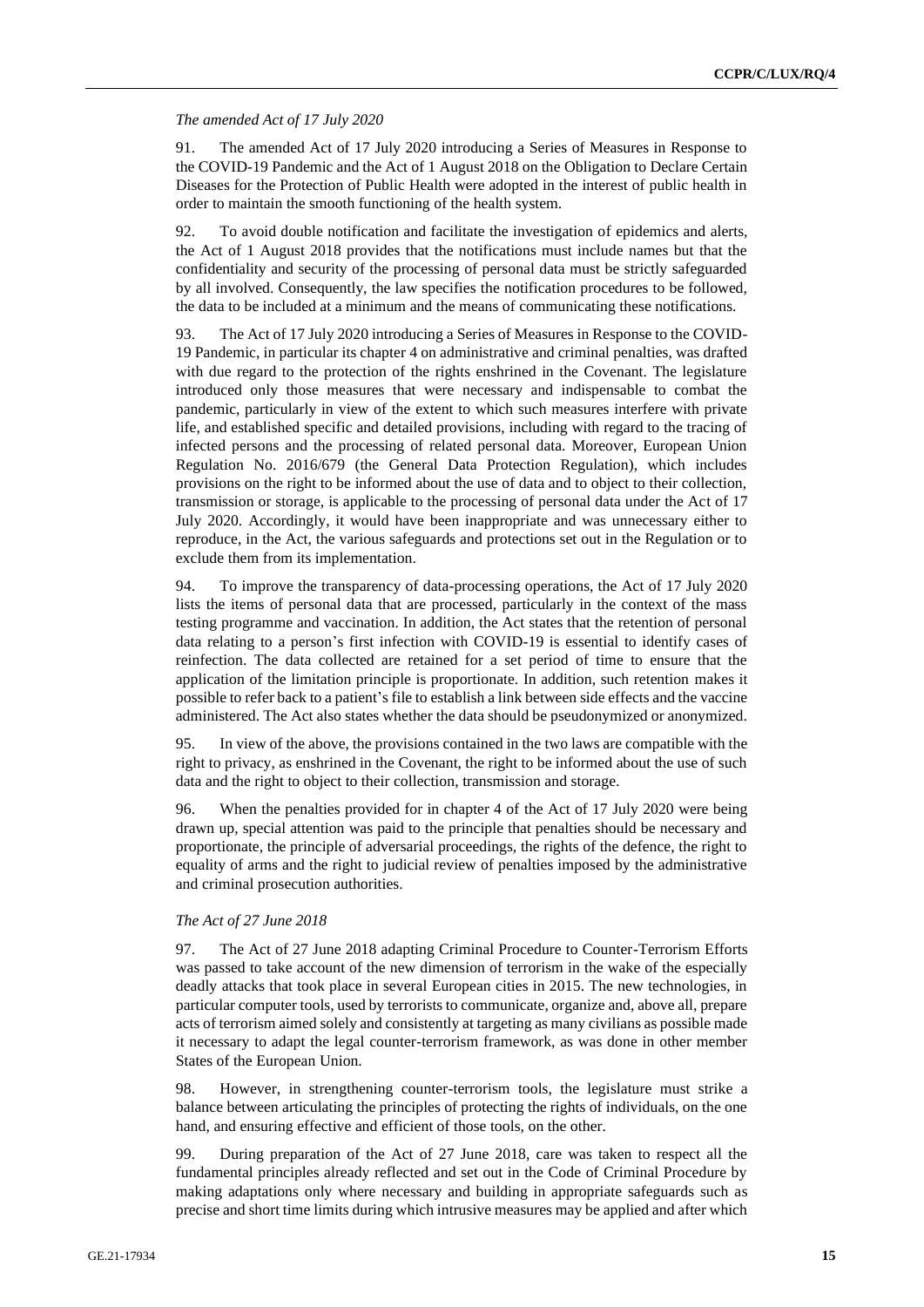*The amended Act of 17 July 2020*

91. The amended Act of 17 July 2020 introducing a Series of Measures in Response to the COVID-19 Pandemic and the Act of 1 August 2018 on the Obligation to Declare Certain Diseases for the Protection of Public Health were adopted in the interest of public health in order to maintain the smooth functioning of the health system.

92. To avoid double notification and facilitate the investigation of epidemics and alerts, the Act of 1 August 2018 provides that the notifications must include names but that the confidentiality and security of the processing of personal data must be strictly safeguarded by all involved. Consequently, the law specifies the notification procedures to be followed, the data to be included at a minimum and the means of communicating these notifications.

93. The Act of 17 July 2020 introducing a Series of Measures in Response to the COVID-19 Pandemic, in particular its chapter 4 on administrative and criminal penalties, was drafted with due regard to the protection of the rights enshrined in the Covenant. The legislature introduced only those measures that were necessary and indispensable to combat the pandemic, particularly in view of the extent to which such measures interfere with private life, and established specific and detailed provisions, including with regard to the tracing of infected persons and the processing of related personal data. Moreover, European Union Regulation No. 2016/679 (the General Data Protection Regulation), which includes provisions on the right to be informed about the use of data and to object to their collection, transmission or storage, is applicable to the processing of personal data under the Act of 17 July 2020. Accordingly, it would have been inappropriate and was unnecessary either to reproduce, in the Act, the various safeguards and protections set out in the Regulation or to exclude them from its implementation.

94. To improve the transparency of data-processing operations, the Act of 17 July 2020 lists the items of personal data that are processed, particularly in the context of the mass testing programme and vaccination. In addition, the Act states that the retention of personal data relating to a person's first infection with COVID-19 is essential to identify cases of reinfection. The data collected are retained for a set period of time to ensure that the application of the limitation principle is proportionate. In addition, such retention makes it possible to refer back to a patient's file to establish a link between side effects and the vaccine administered. The Act also states whether the data should be pseudonymized or anonymized.

95. In view of the above, the provisions contained in the two laws are compatible with the right to privacy, as enshrined in the Covenant, the right to be informed about the use of such data and the right to object to their collection, transmission and storage.

96. When the penalties provided for in chapter 4 of the Act of 17 July 2020 were being drawn up, special attention was paid to the principle that penalties should be necessary and proportionate, the principle of adversarial proceedings, the rights of the defence, the right to equality of arms and the right to judicial review of penalties imposed by the administrative and criminal prosecution authorities.

*The Act of 27 June 2018*

97. The Act of 27 June 2018 adapting Criminal Procedure to Counter-Terrorism Efforts was passed to take account of the new dimension of terrorism in the wake of the especially deadly attacks that took place in several European cities in 2015. The new technologies, in particular computer tools, used by terrorists to communicate, organize and, above all, prepare acts of terrorism aimed solely and consistently at targeting as many civilians as possible made it necessary to adapt the legal counter-terrorism framework, as was done in other member States of the European Union.

98. However, in strengthening counter-terrorism tools, the legislature must strike a balance between articulating the principles of protecting the rights of individuals, on the one hand, and ensuring effective and efficient of those tools, on the other.

99. During preparation of the Act of 27 June 2018, care was taken to respect all the fundamental principles already reflected and set out in the Code of Criminal Procedure by making adaptations only where necessary and building in appropriate safeguards such as precise and short time limits during which intrusive measures may be applied and after which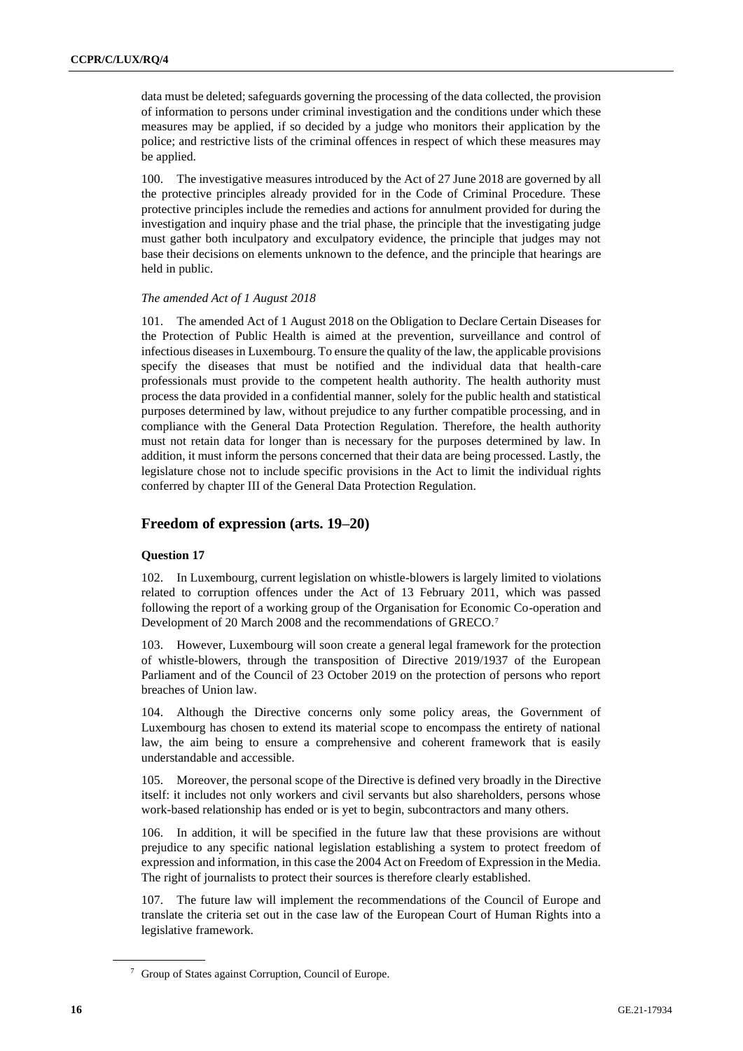data must be deleted; safeguards governing the processing of the data collected, the provision of information to persons under criminal investigation and the conditions under which these measures may be applied, if so decided by a judge who monitors their application by the police; and restrictive lists of the criminal offences in respect of which these measures may be applied.

100. The investigative measures introduced by the Act of 27 June 2018 are governed by all the protective principles already provided for in the Code of Criminal Procedure. These protective principles include the remedies and actions for annulment provided for during the investigation and inquiry phase and the trial phase, the principle that the investigating judge must gather both inculpatory and exculpatory evidence, the principle that judges may not base their decisions on elements unknown to the defence, and the principle that hearings are held in public.

*The amended Act of 1 August 2018*

101. The amended Act of 1 August 2018 on the Obligation to Declare Certain Diseases for the Protection of Public Health is aimed at the prevention, surveillance and control of infectious diseases in Luxembourg. To ensure the quality of the law, the applicable provisions specify the diseases that must be notified and the individual data that health-care professionals must provide to the competent health authority. The health authority must process the data provided in a confidential manner, solely for the public health and statistical purposes determined by law, without prejudice to any further compatible processing, and in compliance with the General Data Protection Regulation. Therefore, the health authority must not retain data for longer than is necessary for the purposes determined by law. In addition, it must inform the persons concerned that their data are being processed. Lastly, the legislature chose not to include specific provisions in the Act to limit the individual rights conferred by chapter III of the General Data Protection Regulation.

## Freedom of expression (arts. 19–20)

### Question 17

102. In Luxembourg, current legislation on whistle-blowers is largely limited to violations related to corruption offences under the Act of 13 February 2011, which was passed following the report of a working group of the Organisation for Economic Co-operation and Development of 20 March 2008 and the recommendations of GRECO.[7]

103. However, Luxembourg will soon create a general legal framework for the protection of whistle-blowers, through the transposition of Directive 2019/1937 of the European Parliament and of the Council of 23 October 2019 on the protection of persons who report breaches of Union law.

104. Although the Directive concerns only some policy areas, the Government of Luxembourg has chosen to extend its material scope to encompass the entirety of national law, the aim being to ensure a comprehensive and coherent framework that is easily understandable and accessible.

105. Moreover, the personal scope of the Directive is defined very broadly in the Directive itself: it includes not only workers and civil servants but also shareholders, persons whose work-based relationship has ended or is yet to begin, subcontractors and many others.

106. In addition, it will be specified in the future law that these provisions are without prejudice to any specific national legislation establishing a system to protect freedom of expression and information, in this case the 2004 Act on Freedom of Expression in the Media. The right of journalists to protect their sources is therefore clearly established.

107. The future law will implement the recommendations of the Council of Europe and translate the criteria set out in the case law of the European Court of Human Rights into a legislative framework.

[7] Group of States against Corruption, Council of Europe.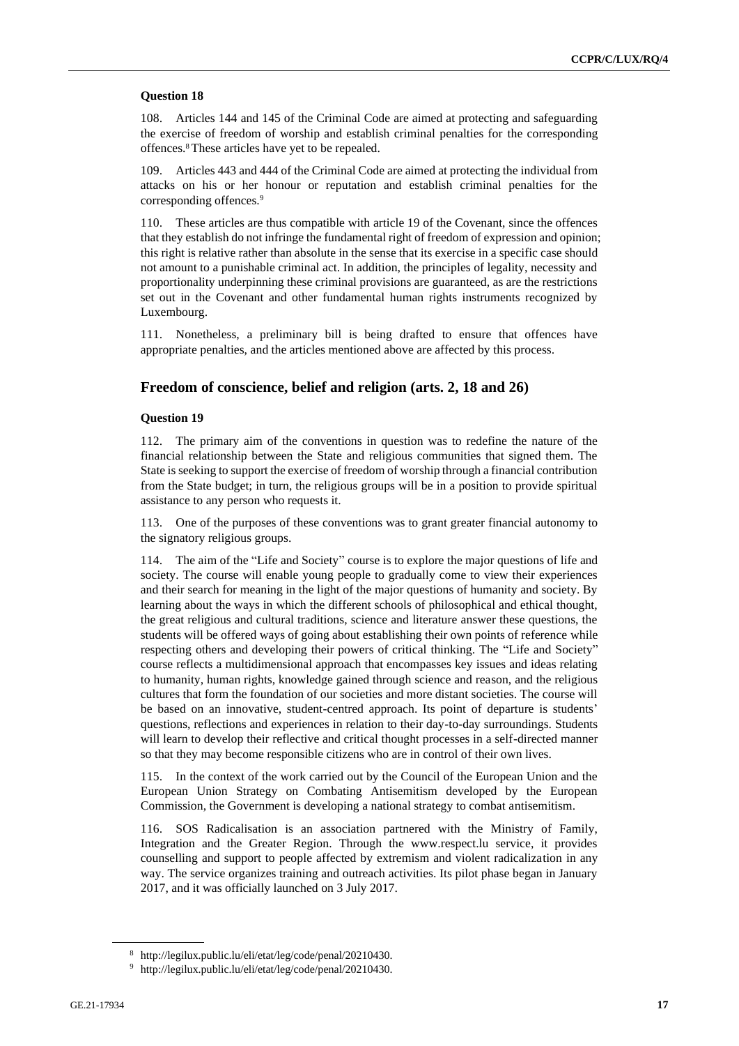**Question 18**

108. Articles 144 and 145 of the Criminal Code are aimed at protecting and safeguarding the exercise of freedom of worship and establish criminal penalties for the corresponding offences.[8] These articles have yet to be repealed.

109. Articles 443 and 444 of the Criminal Code are aimed at protecting the individual from attacks on his or her honour or reputation and establish criminal penalties for the corresponding offences.[9]

110. These articles are thus compatible with article 19 of the Covenant, since the offences that they establish do not infringe the fundamental right of freedom of expression and opinion; this right is relative rather than absolute in the sense that its exercise in a specific case should not amount to a punishable criminal act. In addition, the principles of legality, necessity and proportionality underpinning these criminal provisions are guaranteed, as are the restrictions set out in the Covenant and other fundamental human rights instruments recognized by Luxembourg.

111. Nonetheless, a preliminary bill is being drafted to ensure that offences have appropriate penalties, and the articles mentioned above are affected by this process.

## Freedom of conscience, belief and religion (arts. 2, 18 and 26)

**Question 19**

112. The primary aim of the conventions in question was to redefine the nature of the financial relationship between the State and religious communities that signed them. The State is seeking to support the exercise of freedom of worship through a financial contribution from the State budget; in turn, the religious groups will be in a position to provide spiritual assistance to any person who requests it.

113. One of the purposes of these conventions was to grant greater financial autonomy to the signatory religious groups.

114. The aim of the "Life and Society" course is to explore the major questions of life and society. The course will enable young people to gradually come to view their experiences and their search for meaning in the light of the major questions of humanity and society. By learning about the ways in which the different schools of philosophical and ethical thought, the great religious and cultural traditions, science and literature answer these questions, the students will be offered ways of going about establishing their own points of reference while respecting others and developing their powers of critical thinking. The "Life and Society" course reflects a multidimensional approach that encompasses key issues and ideas relating to humanity, human rights, knowledge gained through science and reason, and the religious cultures that form the foundation of our societies and more distant societies. The course will be based on an innovative, student-centred approach. Its point of departure is students' questions, reflections and experiences in relation to their day-to-day surroundings. Students will learn to develop their reflective and critical thought processes in a self-directed manner so that they may become responsible citizens who are in control of their own lives.

115. In the context of the work carried out by the Council of the European Union and the European Union Strategy on Combating Antisemitism developed by the European Commission, the Government is developing a national strategy to combat antisemitism.

116. SOS Radicalisation is an association partnered with the Ministry of Family, Integration and the Greater Region. Through the www.respect.lu service, it provides counselling and support to people affected by extremism and violent radicalization in any way. The service organizes training and outreach activities. Its pilot phase began in January 2017, and it was officially launched on 3 July 2017.

---

[8] http://legilux.public.lu/eli/etat/leg/code/penal/20210430.

[9] http://legilux.public.lu/eli/etat/leg/code/penal/20210430.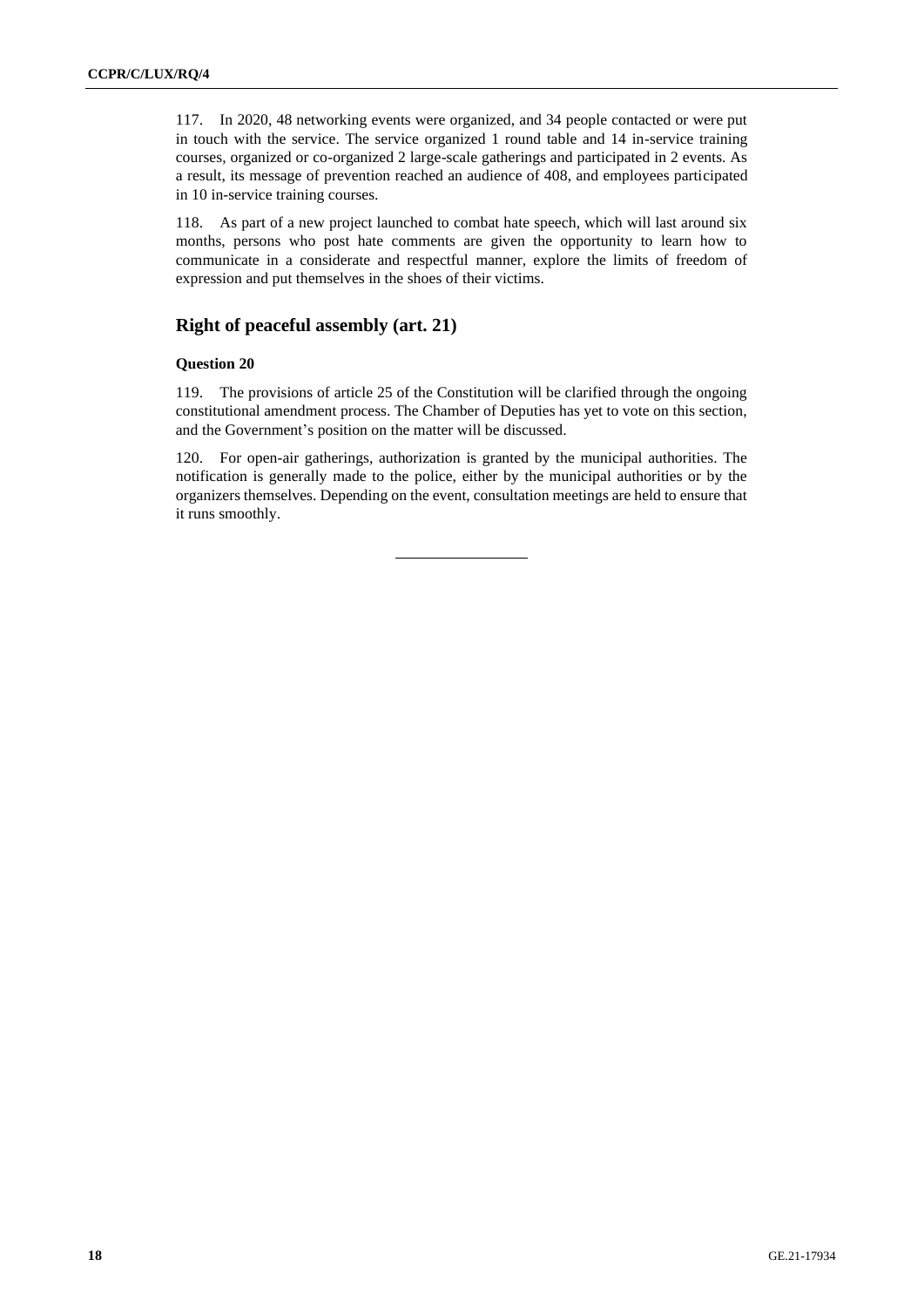117. In 2020, 48 networking events were organized, and 34 people contacted or were put in touch with the service. The service organized 1 round table and 14 in-service training courses, organized or co-organized 2 large-scale gatherings and participated in 2 events. As a result, its message of prevention reached an audience of 408, and employees participated in 10 in-service training courses.

118. As part of a new project launched to combat hate speech, which will last around six months, persons who post hate comments are given the opportunity to learn how to communicate in a considerate and respectful manner, explore the limits of freedom of expression and put themselves in the shoes of their victims.

## Right of peaceful assembly (art. 21)

### Question 20

119. The provisions of article 25 of the Constitution will be clarified through the ongoing constitutional amendment process. The Chamber of Deputies has yet to vote on this section, and the Government's position on the matter will be discussed.

120. For open-air gatherings, authorization is granted by the municipal authorities. The notification is generally made to the police, either by the municipal authorities or by the organizers themselves. Depending on the event, consultation meetings are held to ensure that it runs smoothly.